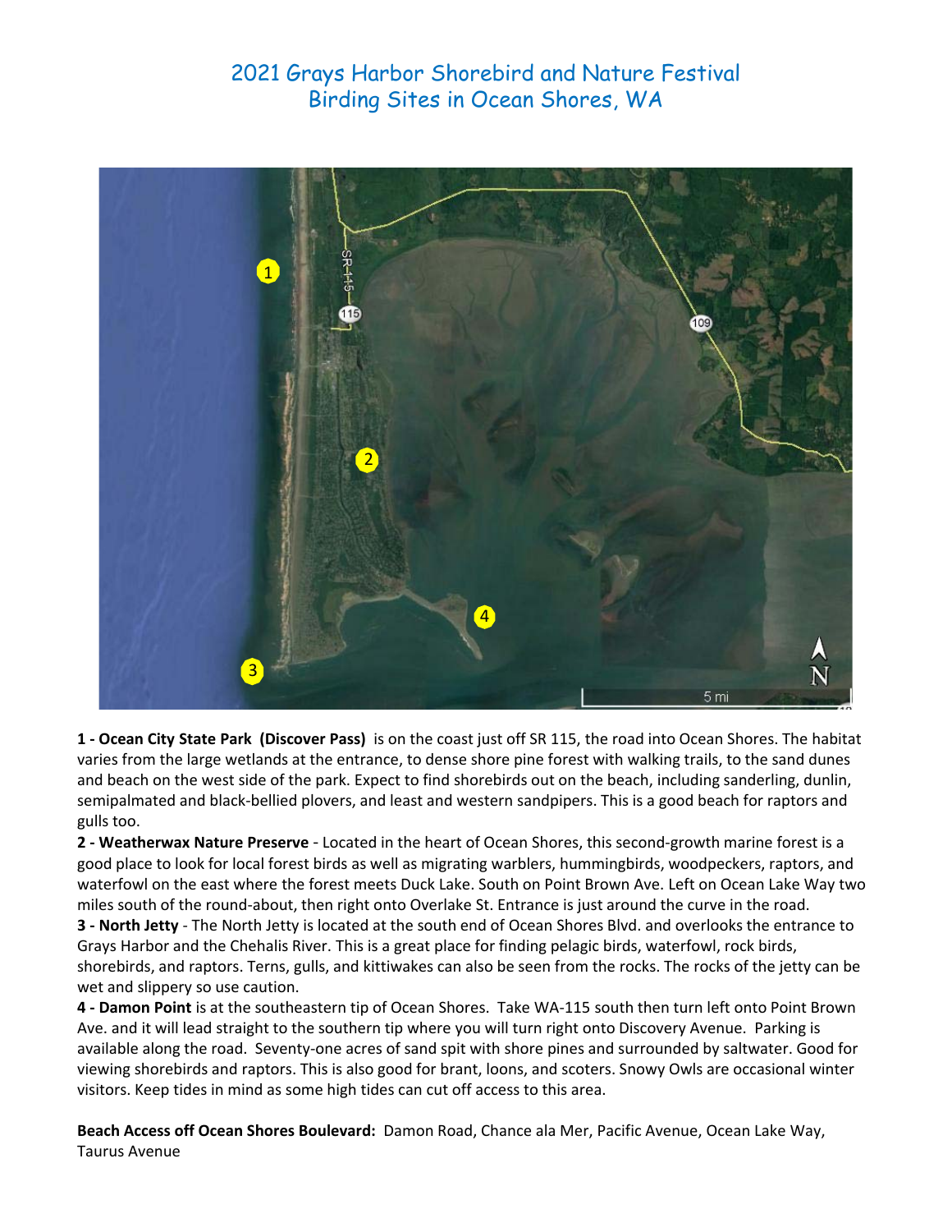# 2021 Grays Harbor Shorebird and Nature Festival
# Birding Sites in Ocean Shores, WA

**1 - Ocean City State Park (Discover Pass)** is on the coast just off SR 115, the road into Ocean Shores. The habitat varies from the large wetlands at the entrance, to dense shore pine forest with walking trails, to the sand dunes and beach on the west side of the park. Expect to find shorebirds out on the beach, including sanderling, dunlin, semipalmated and black-bellied plovers, and least and western sandpipers. This is a good beach for raptors and gulls too.

**2 - Weatherwax Nature Preserve** - Located in the heart of Ocean Shores, this second-growth marine forest is a good place to look for local forest birds as well as migrating warblers, hummingbirds, woodpeckers, raptors, and waterfowl on the east where the forest meets Duck Lake. South on Point Brown Ave. Left on Ocean Lake Way two miles south of the round-about, then right onto Overlake St. Entrance is just around the curve in the road.

**3 - North Jetty** - The North Jetty is located at the south end of Ocean Shores Blvd. and overlooks the entrance to Grays Harbor and the Chehalis River. This is a great place for finding pelagic birds, waterfowl, rock birds, shorebirds, and raptors. Terns, gulls, and kittiwakes can also be seen from the rocks. The rocks of the jetty can be wet and slippery so use caution.

**4 - Damon Point** is at the southeastern tip of Ocean Shores. Take WA-115 south then turn left onto Point Brown Ave. and it will lead straight to the southern tip where you will turn right onto Discovery Avenue. Parking is available along the road. Seventy-one acres of sand spit with shore pines and surrounded by saltwater. Good for viewing shorebirds and raptors. This is also good for brant, loons, and scoters. Snowy Owls are occasional winter visitors. Keep tides in mind as some high tides can cut off access to this area.

**Beach Access off Ocean Shores Boulevard:** Damon Road, Chance ala Mer, Pacific Avenue, Ocean Lake Way, Taurus Avenue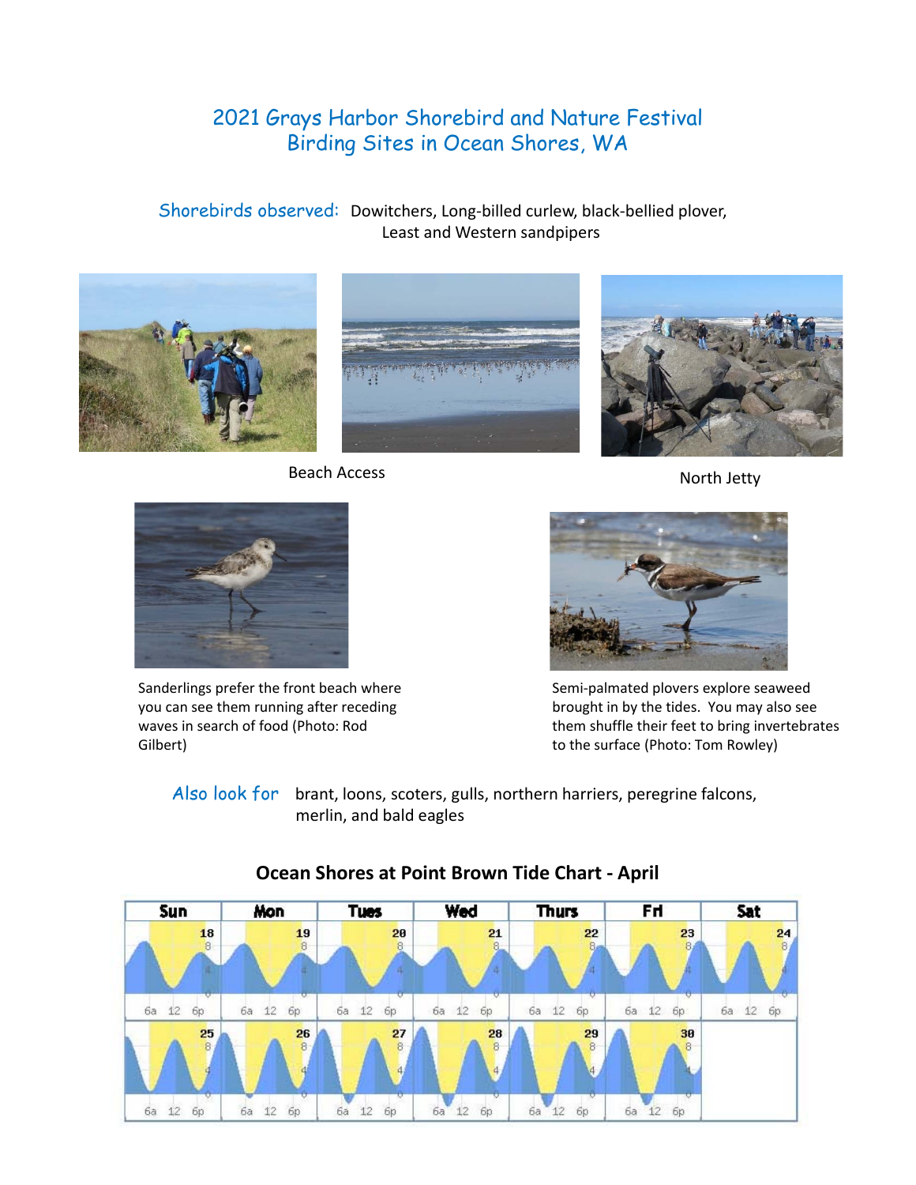# 2021 Grays Harbor Shorebird and Nature Festival
# Birding Sites in Ocean Shores, WA

Shorebirds observed: Dowitchers, Long-billed curlew, black-bellied plover, Least and Western sandpipers

Beach Access

North Jetty

Sanderlings prefer the front beach where you can see them running after receding waves in search of food (Photo: Rod Gilbert)

Semi-palmated plovers explore seaweed brought in by the tides. You may also see them shuffle their feet to bring invertebrates to the surface (Photo: Tom Rowley)

Also look for brant, loons, scoters, gulls, northern harriers, peregrine falcons, merlin, and bald eagles

## Ocean Shores at Point Brown Tide Chart - April

Sun Mon Tues Wed Thurs Fri Sat

18 19 20 21 22 23 24

25 26 27 28 29 30

8 4 0

6a 12 6p